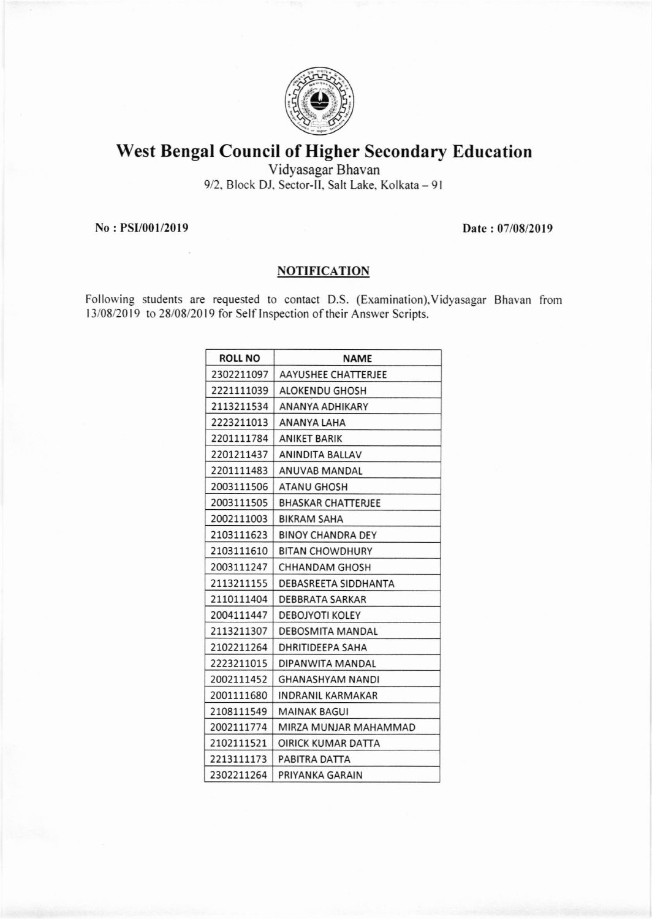# West Bengal Council of Higher Secondary Education

Vidyasagar Bhavan

9/2, Block DJ, Sector-II, Salt Lake, Kolkata – 91

**No : PSI/001/2019** **Date : 07/08/2019**

## NOTIFICATION

Following students are requested to contact D.S. (Examination),Vidyasagar Bhavan from 13/08/2019 to 28/08/2019 for Self Inspection of their Answer Scripts.

| ROLL NO | NAME |
|---|---|
| 2302211097 | AAYUSHEE CHATTERJEE |
| 2221111039 | ALOKENDU GHOSH |
| 2113211534 | ANANYA ADHIKARY |
| 2223211013 | ANANYA LAHA |
| 2201111784 | ANIKET BARIK |
| 2201211437 | ANINDITA BALLAV |
| 2201111483 | ANUVAB MANDAL |
| 2003111506 | ATANU GHOSH |
| 2003111505 | BHASKAR CHATTERJEE |
| 2002111003 | BIKRAM SAHA |
| 2103111623 | BINOY CHANDRA DEY |
| 2103111610 | BITAN CHOWDHURY |
| 2003111247 | CHHANDAM GHOSH |
| 2113211155 | DEBASREETA SIDDHANTA |
| 2110111404 | DEBBRATA SARKAR |
| 2004111447 | DEBOJYOTI KOLEY |
| 2113211307 | DEBOSMITA MANDAL |
| 2102211264 | DHRITIDEEPA SAHA |
| 2223211015 | DIPANWITA MANDAL |
| 2002111452 | GHANASHYAM NANDI |
| 2001111680 | INDRANIL KARMAKAR |
| 2108111549 | MAINAK BAGUI |
| 2002111774 | MIRZA MUNJAR MAHAMMAD |
| 2102111521 | OIRICK KUMAR DATTA |
| 2213111173 | PABITRA DATTA |
| 2302211264 | PRIYANKA GARAIN |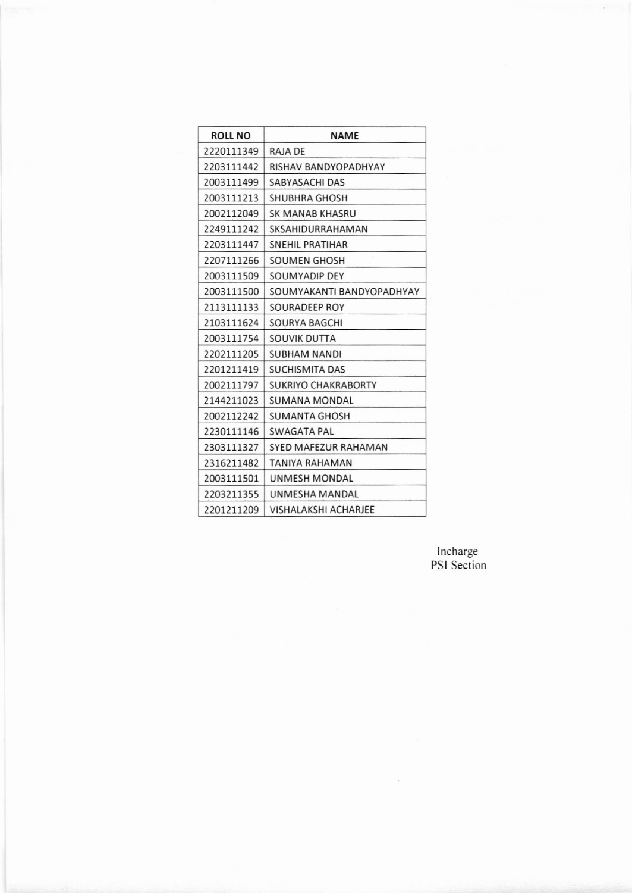| ROLL NO | NAME |
|---|---|
| 2220111349 | RAJA DE |
| 2203111442 | RISHAV BANDYOPADHYAY |
| 2003111499 | SABYASACHI DAS |
| 2003111213 | SHUBHRA GHOSH |
| 2002112049 | SK MANAB KHASRU |
| 2249111242 | SKSAHIDURRAHAMAN |
| 2203111447 | SNEHIL PRATIHAR |
| 2207111266 | SOUMEN GHOSH |
| 2003111509 | SOUMYADIP DEY |
| 2003111500 | SOUMYAKANTI BANDYOPADHYAY |
| 2113111133 | SOURADEEP ROY |
| 2103111624 | SOURYA BAGCHI |
| 2003111754 | SOUVIK DUTTA |
| 2202111205 | SUBHAM NANDI |
| 2201211419 | SUCHISMITA DAS |
| 2002111797 | SUKRIYO CHAKRABORTY |
| 2144211023 | SUMANA MONDAL |
| 2002112242 | SUMANTA GHOSH |
| 2230111146 | SWAGATA PAL |
| 2303111327 | SYED MAFEZUR RAHAMAN |
| 2316211482 | TANIYA RAHAMAN |
| 2003111501 | UNMESH MONDAL |
| 2203211355 | UNMESHA MANDAL |
| 2201211209 | VISHALAKSHI ACHARJEE |

Incharge
PSI Section